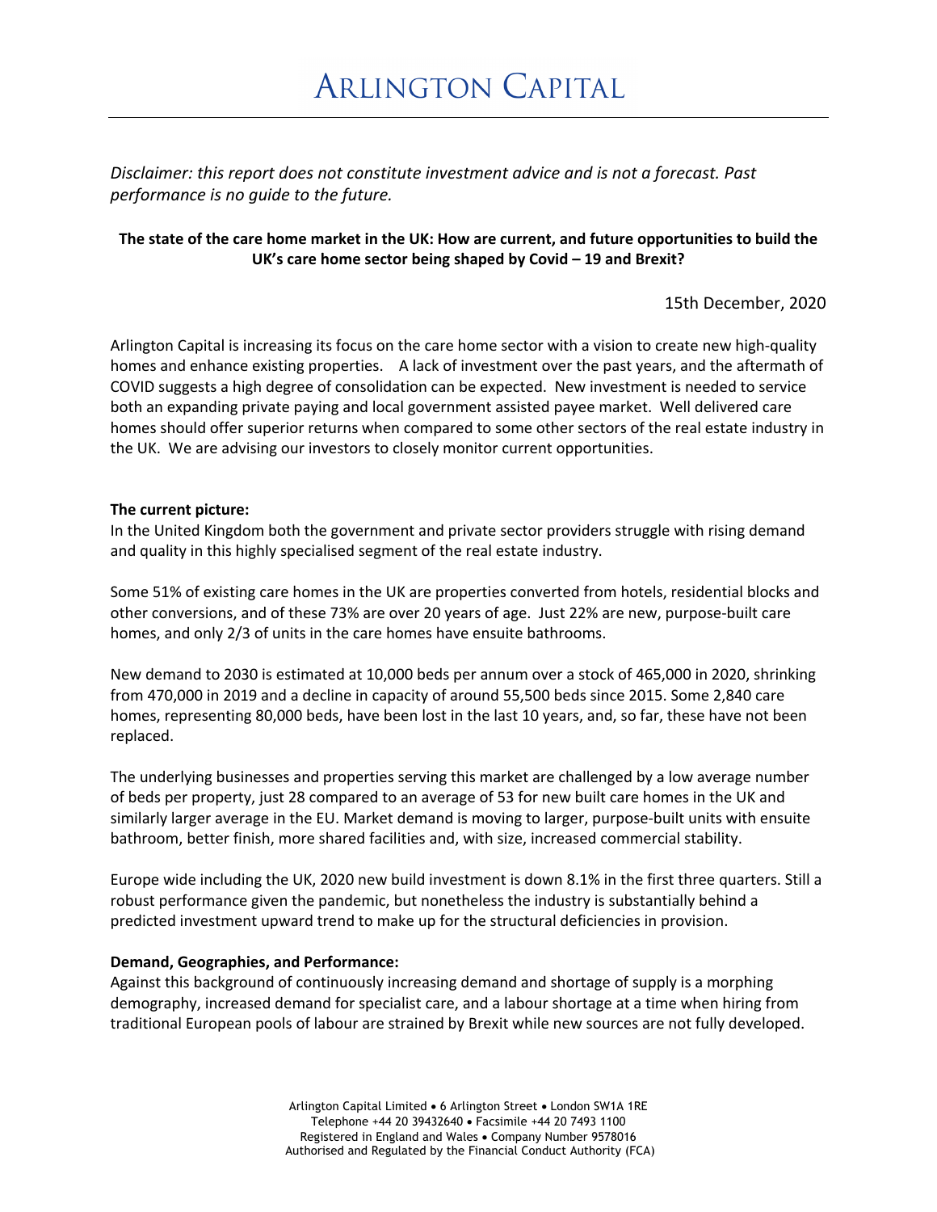# ARLINGTON CAPITAL

*Disclaimer: this report does not constitute investment advice and is not a forecast. Past performance is no guide to the future.*

**The state of the care home market in the UK: How are current, and future opportunities to build the UK's care home sector being shaped by Covid – 19 and Brexit?**

15th December, 2020

Arlington Capital is increasing its focus on the care home sector with a vision to create new high-quality homes and enhance existing properties. A lack of investment over the past years, and the aftermath of COVID suggests a high degree of consolidation can be expected. New investment is needed to service both an expanding private paying and local government assisted payee market. Well delivered care homes should offer superior returns when compared to some other sectors of the real estate industry in the UK. We are advising our investors to closely monitor current opportunities.

**The current picture:**

In the United Kingdom both the government and private sector providers struggle with rising demand and quality in this highly specialised segment of the real estate industry.

Some 51% of existing care homes in the UK are properties converted from hotels, residential blocks and other conversions, and of these 73% are over 20 years of age. Just 22% are new, purpose-built care homes, and only 2/3 of units in the care homes have ensuite bathrooms.

New demand to 2030 is estimated at 10,000 beds per annum over a stock of 465,000 in 2020, shrinking from 470,000 in 2019 and a decline in capacity of around 55,500 beds since 2015. Some 2,840 care homes, representing 80,000 beds, have been lost in the last 10 years, and, so far, these have not been replaced.

The underlying businesses and properties serving this market are challenged by a low average number of beds per property, just 28 compared to an average of 53 for new built care homes in the UK and similarly larger average in the EU. Market demand is moving to larger, purpose-built units with ensuite bathroom, better finish, more shared facilities and, with size, increased commercial stability.

Europe wide including the UK, 2020 new build investment is down 8.1% in the first three quarters. Still a robust performance given the pandemic, but nonetheless the industry is substantially behind a predicted investment upward trend to make up for the structural deficiencies in provision.

**Demand, Geographies, and Performance:**

Against this background of continuously increasing demand and shortage of supply is a morphing demography, increased demand for specialist care, and a labour shortage at a time when hiring from traditional European pools of labour are strained by Brexit while new sources are not fully developed.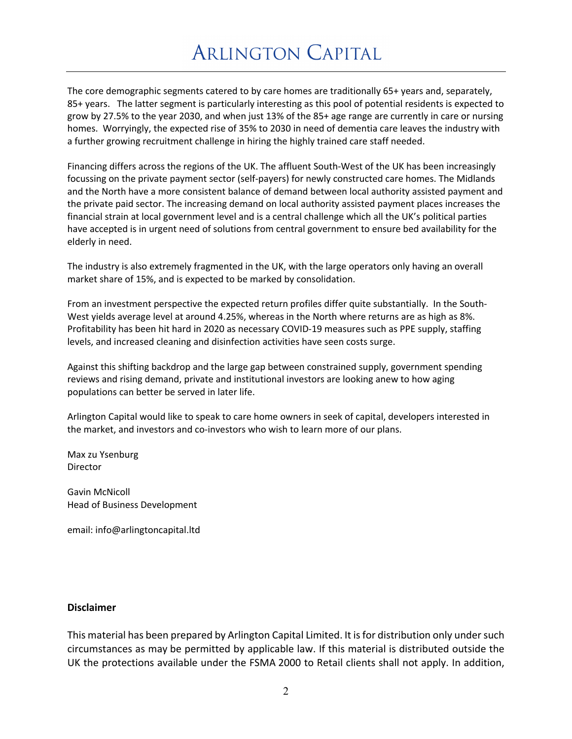The core demographic segments catered to by care homes are traditionally 65+ years and, separately, 85+ years. The latter segment is particularly interesting as this pool of potential residents is expected to grow by 27.5% to the year 2030, and when just 13% of the 85+ age range are currently in care or nursing homes. Worryingly, the expected rise of 35% to 2030 in need of dementia care leaves the industry with a further growing recruitment challenge in hiring the highly trained care staff needed.

Financing differs across the regions of the UK. The affluent South-West of the UK has been increasingly focussing on the private payment sector (self-payers) for newly constructed care homes. The Midlands and the North have a more consistent balance of demand between local authority assisted payment and the private paid sector. The increasing demand on local authority assisted payment places increases the financial strain at local government level and is a central challenge which all the UK's political parties have accepted is in urgent need of solutions from central government to ensure bed availability for the elderly in need.

The industry is also extremely fragmented in the UK, with the large operators only having an overall market share of 15%, and is expected to be marked by consolidation.

From an investment perspective the expected return profiles differ quite substantially. In the South-West yields average level at around 4.25%, whereas in the North where returns are as high as 8%. Profitability has been hit hard in 2020 as necessary COVID-19 measures such as PPE supply, staffing levels, and increased cleaning and disinfection activities have seen costs surge.

Against this shifting backdrop and the large gap between constrained supply, government spending reviews and rising demand, private and institutional investors are looking anew to how aging populations can better be served in later life.

Arlington Capital would like to speak to care home owners in seek of capital, developers interested in the market, and investors and co-investors who wish to learn more of our plans.

Max zu Ysenburg
Director

Gavin McNicoll
Head of Business Development

email: info@arlingtoncapital.ltd

**Disclaimer**

This material has been prepared by Arlington Capital Limited. It is for distribution only under such circumstances as may be permitted by applicable law. If this material is distributed outside the UK the protections available under the FSMA 2000 to Retail clients shall not apply. In addition,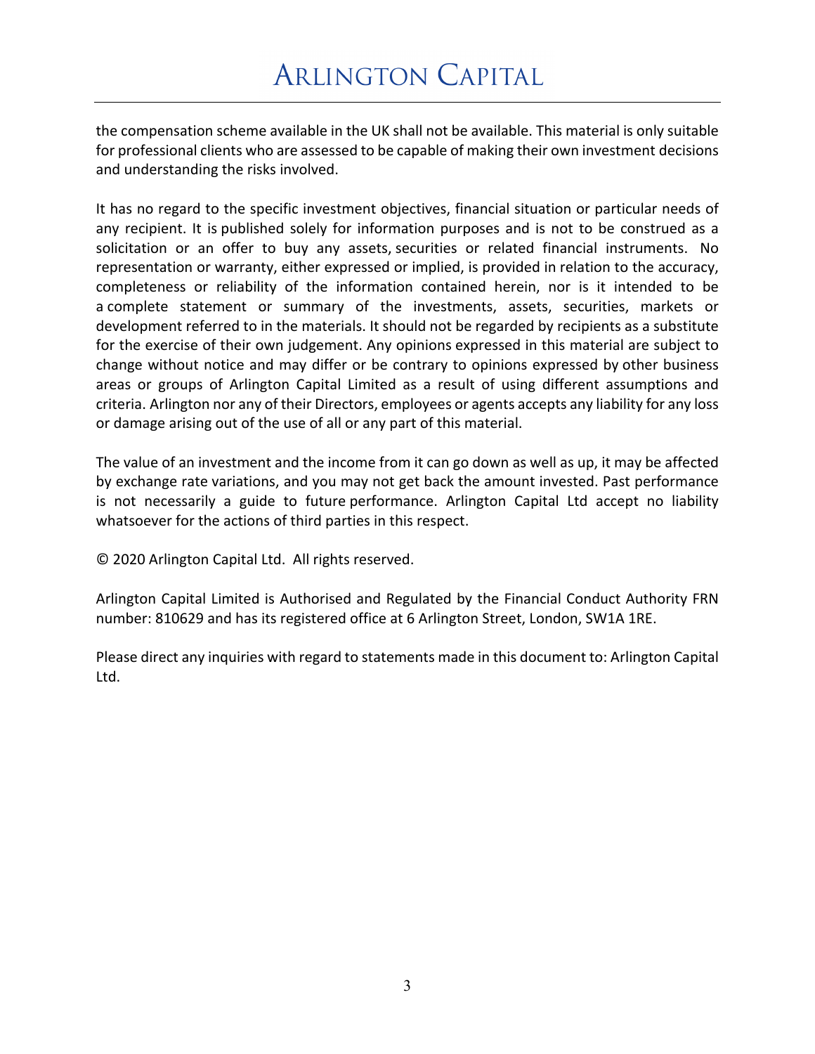the compensation scheme available in the UK shall not be available. This material is only suitable for professional clients who are assessed to be capable of making their own investment decisions and understanding the risks involved.

It has no regard to the specific investment objectives, financial situation or particular needs of any recipient. It is published solely for information purposes and is not to be construed as a solicitation or an offer to buy any assets, securities or related financial instruments. No representation or warranty, either expressed or implied, is provided in relation to the accuracy, completeness or reliability of the information contained herein, nor is it intended to be a complete statement or summary of the investments, assets, securities, markets or development referred to in the materials. It should not be regarded by recipients as a substitute for the exercise of their own judgement. Any opinions expressed in this material are subject to change without notice and may differ or be contrary to opinions expressed by other business areas or groups of Arlington Capital Limited as a result of using different assumptions and criteria. Arlington nor any of their Directors, employees or agents accepts any liability for any loss or damage arising out of the use of all or any part of this material.

The value of an investment and the income from it can go down as well as up, it may be affected by exchange rate variations, and you may not get back the amount invested. Past performance is not necessarily a guide to future performance. Arlington Capital Ltd accept no liability whatsoever for the actions of third parties in this respect.

© 2020 Arlington Capital Ltd. All rights reserved.

Arlington Capital Limited is Authorised and Regulated by the Financial Conduct Authority FRN number: 810629 and has its registered office at 6 Arlington Street, London, SW1A 1RE.

Please direct any inquiries with regard to statements made in this document to: Arlington Capital Ltd.